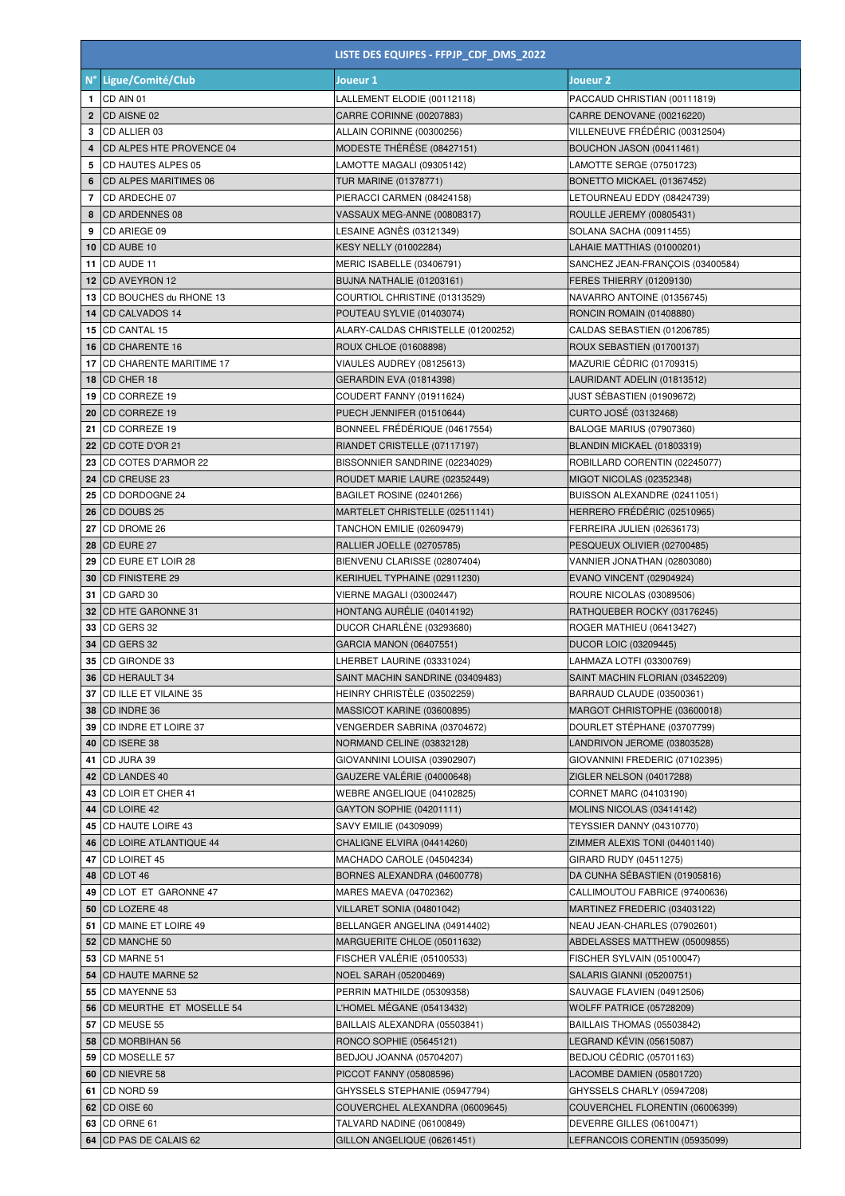| LISTE DES EQUIPES - FFPJP_CDF_DMS_2022 | | | |
|---|---|---|---|
| N° | Ligue/Comité/Club | Joueur 1 | Joueur 2 |
| 1 | CD AIN 01 | LALLEMENT ELODIE (00112118) | PACCAUD CHRISTIAN (00111819) |
| 2 | CD AISNE 02 | CARRE CORINNE (00207883) | CARRE DENOVANE (00216220) |
| 3 | CD ALLIER 03 | ALLAIN CORINNE (00300256) | VILLENEUVE FRÉDÉRIC (00312504) |
| 4 | CD ALPES HTE PROVENCE 04 | MODESTE THÉRÈSE (08427151) | BOUCHON JASON (00411461) |
| 5 | CD HAUTES ALPES 05 | LAMOTTE MAGALI (09305142) | LAMOTTE SERGE (07501723) |
| 6 | CD ALPES MARITIMES 06 | TUR MARINE (01378771) | BONETTO MICKAEL (01367452) |
| 7 | CD ARDECHE 07 | PIERACCI CARMEN (08424158) | LETOURNEAU EDDY (08424739) |
| 8 | CD ARDENNES 08 | VASSAUX MEG-ANNE (00808317) | ROULLE JEREMY (00805431) |
| 9 | CD ARIEGE 09 | LESAINE AGNÈS (03121349) | SOLANA SACHA (00911455) |
| 10 | CD AUBE 10 | KESY NELLY (01002284) | LAHAIE MATTHIAS (01000201) |
| 11 | CD AUDE 11 | MERIC ISABELLE (03406791) | SANCHEZ JEAN-FRANÇOIS (03400584) |
| 12 | CD AVEYRON 12 | BUJNA NATHALIE (01203161) | FERES THIERRY (01209130) |
| 13 | CD BOUCHES du RHONE 13 | COURTIOL CHRISTINE (01313529) | NAVARRO ANTOINE (01356745) |
| 14 | CD CALVADOS 14 | POUTEAU SYLVIE (01403074) | RONCIN ROMAIN (01408880) |
| 15 | CD CANTAL 15 | ALARY-CALDAS CHRISTELLE (01200252) | CALDAS SEBASTIEN (01206785) |
| 16 | CD CHARENTE 16 | ROUX CHLOE (01608898) | ROUX SEBASTIEN (01700137) |
| 17 | CD CHARENTE MARITIME 17 | VIAULES AUDREY (08125613) | MAZURIE CÉDRIC (01709315) |
| 18 | CD CHER 18 | GERARDIN EVA (01814398) | LAURIDANT ADELIN (01813512) |
| 19 | CD CORREZE 19 | COUDERT FANNY (01911624) | JUST SÉBASTIEN (01909672) |
| 20 | CD CORREZE 19 | PUECH JENNIFER (01510644) | CURTO JOSÉ (03132468) |
| 21 | CD CORREZE 19 | BONNEEL FRÉDÉRIQUE (04617554) | BALOGE MARIUS (07907360) |
| 22 | CD COTE D'OR 21 | RIANDET CRISTELLE (07117197) | BLANDIN MICKAEL (01803319) |
| 23 | CD COTES D'ARMOR 22 | BISSONNIER SANDRINE (02234029) | ROBILLARD CORENTIN (02245077) |
| 24 | CD CREUSE 23 | ROUDET MARIE LAURE (02352449) | MIGOT NICOLAS (02352348) |
| 25 | CD DORDOGNE 24 | BAGILET ROSINE (02401266) | BUISSON ALEXANDRE (02411051) |
| 26 | CD DOUBS 25 | MARTELET CHRISTELLE (02511141) | HERRERO FRÉDÉRIC (02510965) |
| 27 | CD DROME 26 | TANCHON EMILIE (02609479) | FERREIRA JULIEN (02636173) |
| 28 | CD EURE 27 | RALLIER JOELLE (02705785) | PESQUEUX OLIVIER (02700485) |
| 29 | CD EURE ET LOIR 28 | BIENVENU CLARISSE (02807404) | VANNIER JONATHAN (02803080) |
| 30 | CD FINISTERE 29 | KERIHUEL TYPHAINE (02911230) | EVANO VINCENT (02904924) |
| 31 | CD GARD 30 | VIERNE MAGALI (03002447) | ROURE NICOLAS (03089506) |
| 32 | CD HTE GARONNE 31 | HONTANG AURÉLIE (04014192) | RATHQUEBER ROCKY (03176245) |
| 33 | CD GERS 32 | DUCOR CHARLÈNE (03293680) | ROGER MATHIEU (06413427) |
| 34 | CD GERS 32 | GARCIA MANON (06407551) | DUCOR LOIC (03209445) |
| 35 | CD GIRONDE 33 | LHERBET LAURINE (03331024) | LAHMAZA LOTFI (03300769) |
| 36 | CD HERAULT 34 | SAINT MACHIN SANDRINE (03409483) | SAINT MACHIN FLORIAN (03452209) |
| 37 | CD ILLE ET VILAINE 35 | HEINRY CHRISTÈLE (03502259) | BARRAUD CLAUDE (03500361) |
| 38 | CD INDRE 36 | MASSICOT KARINE (03600895) | MARGOT CHRISTOPHE (03600018) |
| 39 | CD INDRE ET LOIRE 37 | VENGERDER SABRINA (03704672) | DOURLET STÉPHANE (03707799) |
| 40 | CD ISERE 38 | NORMAND CELINE (03832128) | LANDRIVON JEROME (03803528) |
| 41 | CD JURA 39 | GIOVANNINI LOUISA (03902907) | GIOVANNINI FREDERIC (07102395) |
| 42 | CD LANDES 40 | GAUZERE VALÉRIE (04000648) | ZIGLER NELSON (04017288) |
| 43 | CD LOIR ET CHER 41 | WEBRE ANGELIQUE (04102825) | CORNET MARC (04103190) |
| 44 | CD LOIRE 42 | GAYTON SOPHIE (04201111) | MOLINS NICOLAS (03414142) |
| 45 | CD HAUTE LOIRE 43 | SAVY EMILIE (04309099) | TEYSSIER DANNY (04310770) |
| 46 | CD LOIRE ATLANTIQUE 44 | CHALIGNE ELVIRA (04414260) | ZIMMER ALEXIS TONI (04401140) |
| 47 | CD LOIRET 45 | MACHADO CAROLE (04504234) | GIRARD RUDY (04511275) |
| 48 | CD LOT 46 | BORNES ALEXANDRA (04600778) | DA CUNHA SÉBASTIEN (01905816) |
| 49 | CD LOT ET GARONNE 47 | MARES MAEVA (04702362) | CALLIMOUTOU FABRICE (97400636) |
| 50 | CD LOZERE 48 | VILLARET SONIA (04801042) | MARTINEZ FREDERIC (03403122) |
| 51 | CD MAINE ET LOIRE 49 | BELLANGER ANGELINA (04914402) | NEAU JEAN-CHARLES (07902601) |
| 52 | CD MANCHE 50 | MARGUERITE CHLOE (05011632) | ABDELASSES MATTHEW (05009855) |
| 53 | CD MARNE 51 | FISCHER VALÉRIE (05100533) | FISCHER SYLVAIN (05100047) |
| 54 | CD HAUTE MARNE 52 | NOEL SARAH (05200469) | SALARIS GIANNI (05200751) |
| 55 | CD MAYENNE 53 | PERRIN MATHILDE (05309358) | SAUVAGE FLAVIEN (04912506) |
| 56 | CD MEURTHE ET MOSELLE 54 | L'HOMEL MÉGANE (05413432) | WOLFF PATRICE (05728209) |
| 57 | CD MEUSE 55 | BAILLAIS ALEXANDRA (05503841) | BAILLAIS THOMAS (05503842) |
| 58 | CD MORBIHAN 56 | RONCO SOPHIE (05645121) | LEGRAND KÉVIN (05615087) |
| 59 | CD MOSELLE 57 | BEDJOU JOANNA (05704207) | BEDJOU CÉDRIC (05701163) |
| 60 | CD NIEVRE 58 | PICCOT FANNY (05808596) | LACOMBE DAMIEN (05801720) |
| 61 | CD NORD 59 | GHYSSELS STEPHANIE (05947794) | GHYSSELS CHARLY (05947208) |
| 62 | CD OISE 60 | COUVERCHEL ALEXANDRA (06009645) | COUVERCHEL FLORENTIN (06006399) |
| 63 | CD ORNE 61 | TALVARD NADINE (06100849) | DEVERRE GILLES (06100471) |
| 64 | CD PAS DE CALAIS 62 | GILLON ANGELIQUE (06261451) | LEFRANCOIS CORENTIN (05935099) |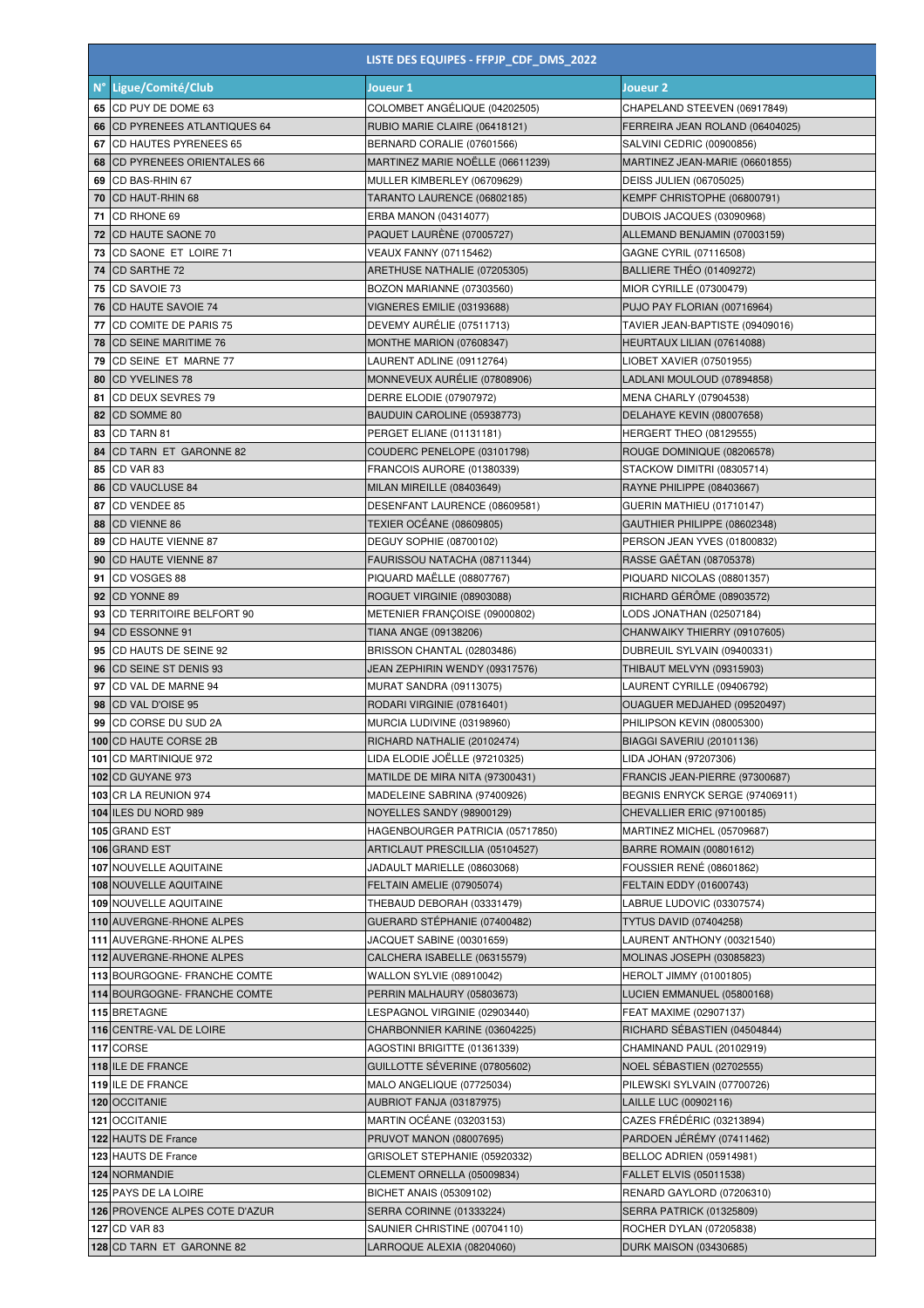| LISTE DES EQUIPES - FFPJP_CDF_DMS_2022 | | | |
|---|---|---|---|
| N° | Ligue/Comité/Club | Joueur 1 | Joueur 2 |
| 65 | CD PUY DE DOME 63 | COLOMBET ANGÉLIQUE (04202505) | CHAPELAND STEEVEN (06917849) |
| 66 | CD PYRENEES ATLANTIQUES 64 | RUBIO MARIE CLAIRE (06418121) | FERREIRA JEAN ROLAND (06404025) |
| 67 | CD HAUTES PYRENEES 65 | BERNARD CORALIE (07601566) | SALVINI CEDRIC (00900856) |
| 68 | CD PYRENEES ORIENTALES 66 | MARTINEZ MARIE NOËLLE (06611239) | MARTINEZ JEAN-MARIE (06601855) |
| 69 | CD BAS-RHIN 67 | MULLER KIMBERLEY (06709629) | DEISS JULIEN (06705025) |
| 70 | CD HAUT-RHIN 68 | TARANTO LAURENCE (06802185) | KEMPF CHRISTOPHE (06800791) |
| 71 | CD RHONE 69 | ERBA MANON (04314077) | DUBOIS JACQUES (03090968) |
| 72 | CD HAUTE SAONE 70 | PAQUET LAURÈNE (07005727) | ALLEMAND BENJAMIN (07003159) |
| 73 | CD SAONE ET LOIRE 71 | VEAUX FANNY (07115462) | GAGNE CYRIL (07116508) |
| 74 | CD SARTHE 72 | ARETHUSE NATHALIE (07205305) | BALLIERE THÉO (01409272) |
| 75 | CD SAVOIE 73 | BOZON MARIANNE (07303560) | MIOR CYRILLE (07300479) |
| 76 | CD HAUTE SAVOIE 74 | VIGNERES EMILIE (03193688) | PUJO PAY FLORIAN (00716964) |
| 77 | CD COMITE DE PARIS 75 | DEVEMY AURÉLIE (07511713) | TAVIER JEAN-BAPTISTE (09409016) |
| 78 | CD SEINE MARITIME 76 | MONTHE MARION (07608347) | HEURTAUX LILIAN (07614088) |
| 79 | CD SEINE ET MARNE 77 | LAURENT ADLINE (09112764) | LIOBET XAVIER (07501955) |
| 80 | CD YVELINES 78 | MONNEVEUX AURÉLIE (07808906) | LADLANI MOULOUD (07894858) |
| 81 | CD DEUX SEVRES 79 | DERRE ELODIE (07907972) | MENA CHARLY (07904538) |
| 82 | CD SOMME 80 | BAUDUIN CAROLINE (05938773) | DELAHAYE KEVIN (08007658) |
| 83 | CD TARN 81 | PERGET ELIANE (01131181) | HERGERT THEO (08129555) |
| 84 | CD TARN ET GARONNE 82 | COUDERC PENELOPE (03101798) | ROUGE DOMINIQUE (08206578) |
| 85 | CD VAR 83 | FRANCOIS AURORE (01380339) | STACKOW DIMITRI (08305714) |
| 86 | CD VAUCLUSE 84 | MILAN MIREILLE (08403649) | RAYNE PHILIPPE (08403667) |
| 87 | CD VENDEE 85 | DESENFANT LAURENCE (08609581) | GUERIN MATHIEU (01710147) |
| 88 | CD VIENNE 86 | TEXIER OCÉANE (08609805) | GAUTHIER PHILIPPE (08602348) |
| 89 | CD HAUTE VIENNE 87 | DEGUY SOPHIE (08700102) | PERSON JEAN YVES (01800832) |
| 90 | CD HAUTE VIENNE 87 | FAURISSOU NATACHA (08711344) | RASSE GAÉTAN (08705378) |
| 91 | CD VOSGES 88 | PIQUARD MAËLLE (08807767) | PIQUARD NICOLAS (08801357) |
| 92 | CD YONNE 89 | ROGUET VIRGINIE (08903088) | RICHARD GÉRÔME (08903572) |
| 93 | CD TERRITOIRE BELFORT 90 | METENIER FRANÇOISE (09000802) | LODS JONATHAN (02507184) |
| 94 | CD ESSONNE 91 | TIANA ANGE (09138206) | CHANWAIKY THIERRY (09107605) |
| 95 | CD HAUTS DE SEINE 92 | BRISSON CHANTAL (02803486) | DUBREUIL SYLVAIN (09400331) |
| 96 | CD SEINE ST DENIS 93 | JEAN ZEPHIRIN WENDY (09317576) | THIBAUT MELVYN (09315903) |
| 97 | CD VAL DE MARNE 94 | MURAT SANDRA (09113075) | LAURENT CYRILLE (09406792) |
| 98 | CD VAL D'OISE 95 | RODARI VIRGINIE (07816401) | OUAGUER MEDJAHED (09520497) |
| 99 | CD CORSE DU SUD 2A | MURCIA LUDIVINE (03198960) | PHILIPSON KEVIN (08005300) |
| 100 | CD HAUTE CORSE 2B | RICHARD NATHALIE (20102474) | BIAGGI SAVERIU (20101136) |
| 101 | CD MARTINIQUE 972 | LIDA ELODIE JOËLLE (97210325) | LIDA JOHAN (97207306) |
| 102 | CD GUYANE 973 | MATILDE DE MIRA NITA (97300431) | FRANCIS JEAN-PIERRE (97300687) |
| 103 | CR LA REUNION 974 | MADELEINE SABRINA (97400926) | BEGNIS ENRYCK SERGE (97406911) |
| 104 | ILES DU NORD 989 | NOYELLES SANDY (98900129) | CHEVALLIER ERIC (97100185) |
| 105 | GRAND EST | HAGENBOURGER PATRICIA (05717850) | MARTINEZ MICHEL (05709687) |
| 106 | GRAND EST | ARTICLAUT PRESCILLIA (05104527) | BARRE ROMAIN (00801612) |
| 107 | NOUVELLE AQUITAINE | JADAULT MARIELLE (08603068) | FOUSSIER RENÉ (08601862) |
| 108 | NOUVELLE AQUITAINE | FELTAIN AMELIE (07905074) | FELTAIN EDDY (01600743) |
| 109 | NOUVELLE AQUITAINE | THEBAUD DEBORAH (03331479) | LABRUE LUDOVIC (03307574) |
| 110 | AUVERGNE-RHONE ALPES | GUERARD STÉPHANIE (07400482) | TYTUS DAVID (07404258) |
| 111 | AUVERGNE-RHONE ALPES | JACQUET SABINE (00301659) | LAURENT ANTHONY (00321540) |
| 112 | AUVERGNE-RHONE ALPES | CALCHERA ISABELLE (06315579) | MOLINAS JOSEPH (03085823) |
| 113 | BOURGOGNE- FRANCHE COMTE | WALLON SYLVIE (08910042) | HEROLT JIMMY (01001805) |
| 114 | BOURGOGNE- FRANCHE COMTE | PERRIN MALHAURY (05803673) | LUCIEN EMMANUEL (05800168) |
| 115 | BRETAGNE | LESPAGNOL VIRGINIE (02903440) | FEAT MAXIME (02907137) |
| 116 | CENTRE-VAL DE LOIRE | CHARBONNIER KARINE (03604225) | RICHARD SÉBASTIEN (04504844) |
| 117 | CORSE | AGOSTINI BRIGITTE (01361339) | CHAMINAND PAUL (20102919) |
| 118 | ILE DE FRANCE | GUILLOTTE SÉVERINE (07805602) | NOEL SÉBASTIEN (02702555) |
| 119 | ILE DE FRANCE | MALO ANGELIQUE (07725034) | PILEWSKI SYLVAIN (07700726) |
| 120 | OCCITANIE | AUBRIOT FANJA (03187975) | LAILLE LUC (00902116) |
| 121 | OCCITANIE | MARTIN OCÉANE (03203153) | CAZES FRÉDÉRIC (03213894) |
| 122 | HAUTS DE France | PRUVOT MANON (08007695) | PARDOEN JÉRÉMY (07411462) |
| 123 | HAUTS DE France | GRISOLET STEPHANIE (05920332) | BELLOC ADRIEN (05914981) |
| 124 | NORMANDIE | CLEMENT ORNELLA (05009834) | FALLET ELVIS (05011538) |
| 125 | PAYS DE LA LOIRE | BICHET ANAIS (05309102) | RENARD GAYLORD (07206310) |
| 126 | PROVENCE ALPES COTE D'AZUR | SERRA CORINNE (01333224) | SERRA PATRICK (01325809) |
| 127 | CD VAR 83 | SAUNIER CHRISTINE (00704110) | ROCHER DYLAN (07205838) |
| 128 | CD TARN ET GARONNE 82 | LARROQUE ALEXIA (08204060) | DURK MAISON (03430685) |